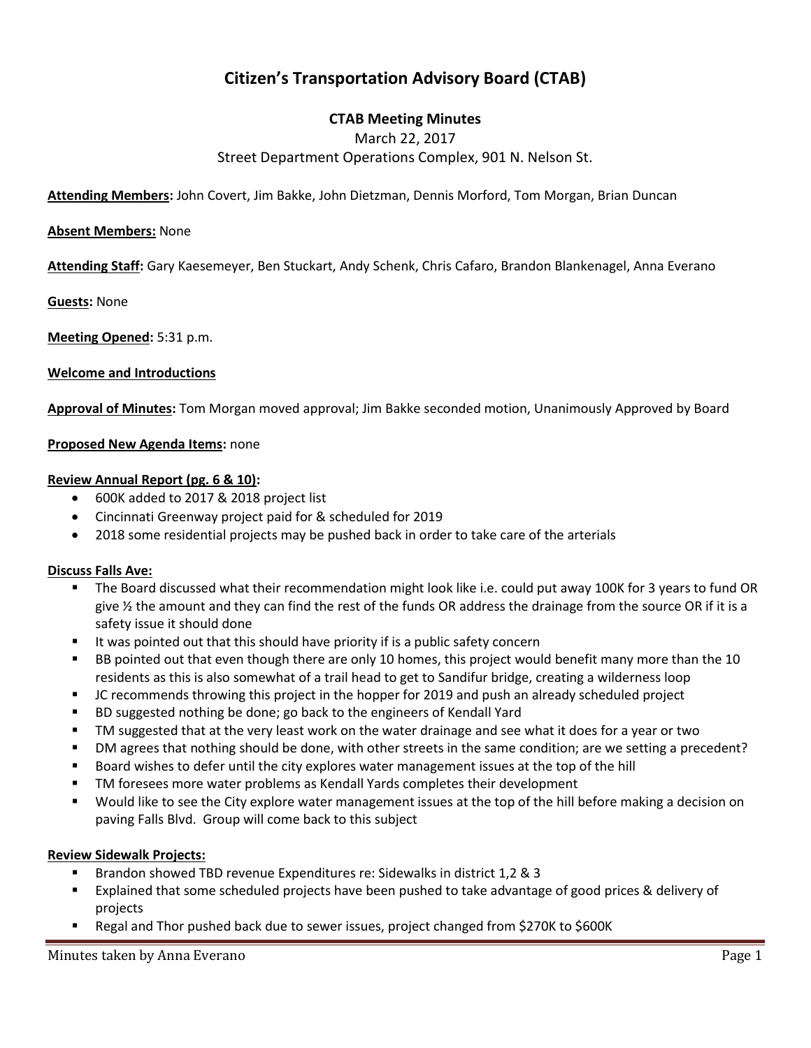# Citizen's Transportation Advisory Board (CTAB)

## CTAB Meeting Minutes

March 22, 2017

Street Department Operations Complex, 901 N. Nelson St.

**Attending Members:** John Covert, Jim Bakke, John Dietzman, Dennis Morford, Tom Morgan, Brian Duncan

**Absent Members:** None

**Attending Staff:** Gary Kaesemeyer, Ben Stuckart, Andy Schenk, Chris Cafaro, Brandon Blankenagel, Anna Everano

**Guests:** None

**Meeting Opened:** 5:31 p.m.

**Welcome and Introductions**

**Approval of Minutes:** Tom Morgan moved approval; Jim Bakke seconded motion, Unanimously Approved by Board

**Proposed New Agenda Items:** none

**Review Annual Report (pg. 6 & 10):**

- 600K added to 2017 & 2018 project list
- Cincinnati Greenway project paid for & scheduled for 2019
- 2018 some residential projects may be pushed back in order to take care of the arterials

**Discuss Falls Ave:**

- The Board discussed what their recommendation might look like i.e. could put away 100K for 3 years to fund OR give ½ the amount and they can find the rest of the funds OR address the drainage from the source OR if it is a safety issue it should done
- It was pointed out that this should have priority if is a public safety concern
- BB pointed out that even though there are only 10 homes, this project would benefit many more than the 10 residents as this is also somewhat of a trail head to get to Sandifur bridge, creating a wilderness loop
- JC recommends throwing this project in the hopper for 2019 and push an already scheduled project
- BD suggested nothing be done; go back to the engineers of Kendall Yard
- TM suggested that at the very least work on the water drainage and see what it does for a year or two
- DM agrees that nothing should be done, with other streets in the same condition; are we setting a precedent?
- Board wishes to defer until the city explores water management issues at the top of the hill
- TM foresees more water problems as Kendall Yards completes their development
- Would like to see the City explore water management issues at the top of the hill before making a decision on paving Falls Blvd. Group will come back to this subject

**Review Sidewalk Projects:**

- Brandon showed TBD revenue Expenditures re: Sidewalks in district 1,2 & 3
- Explained that some scheduled projects have been pushed to take advantage of good prices & delivery of projects
- Regal and Thor pushed back due to sewer issues, project changed from $270K to $600K

Minutes taken by Anna Everano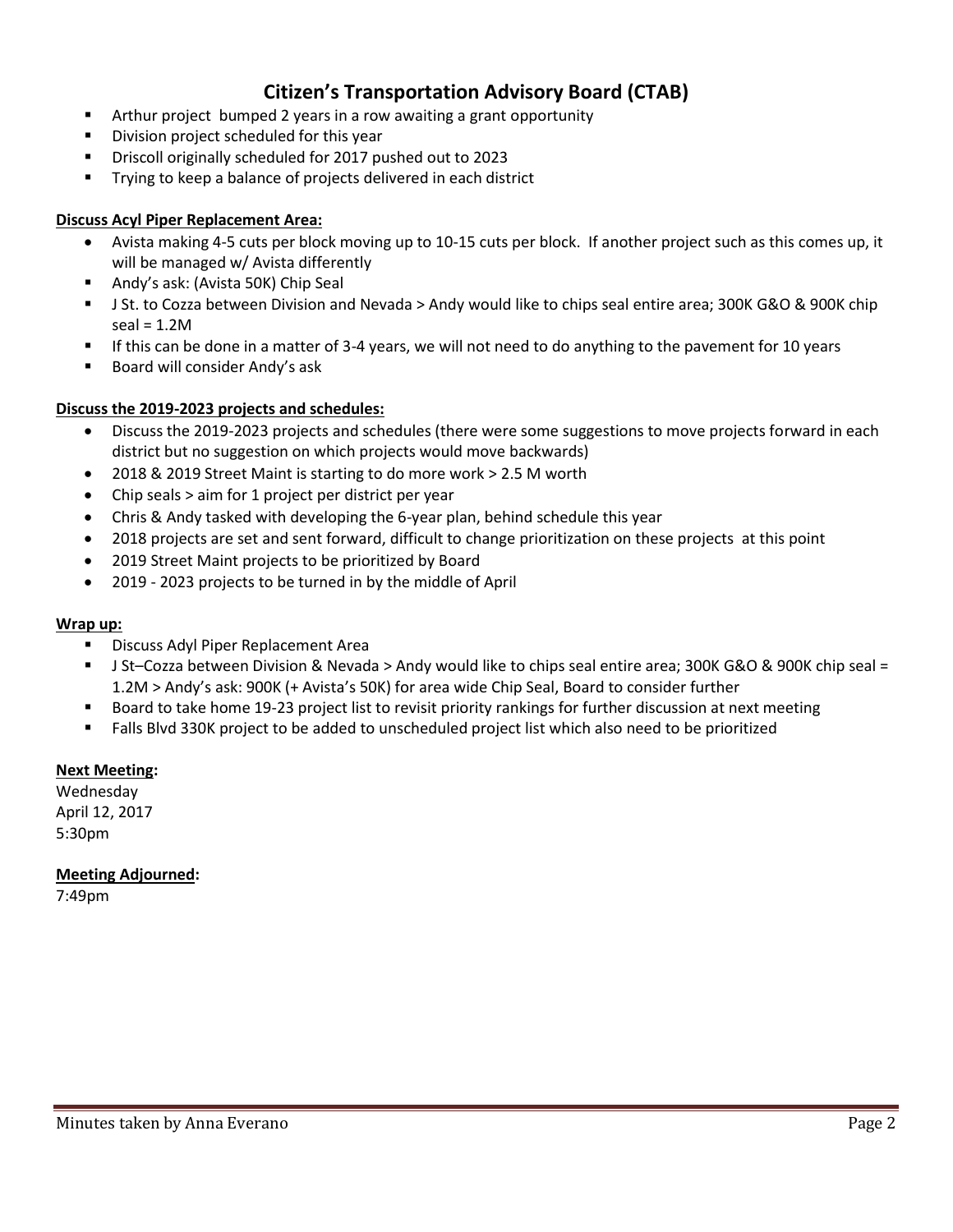# Citizen's Transportation Advisory Board (CTAB)

- Arthur project bumped 2 years in a row awaiting a grant opportunity
- Division project scheduled for this year
- Driscoll originally scheduled for 2017 pushed out to 2023
- Trying to keep a balance of projects delivered in each district

**Discuss Acyl Piper Replacement Area:**

- Avista making 4-5 cuts per block moving up to 10-15 cuts per block. If another project such as this comes up, it will be managed w/ Avista differently
  - Andy's ask: (Avista 50K) Chip Seal
  - J St. to Cozza between Division and Nevada > Andy would like to chips seal entire area; 300K G&O & 900K chip seal = 1.2M
  - If this can be done in a matter of 3-4 years, we will not need to do anything to the pavement for 10 years
  - Board will consider Andy's ask

**Discuss the 2019-2023 projects and schedules:**

- Discuss the 2019-2023 projects and schedules (there were some suggestions to move projects forward in each district but no suggestion on which projects would move backwards)
- 2018 & 2019 Street Maint is starting to do more work > 2.5 M worth
- Chip seals > aim for 1 project per district per year
- Chris & Andy tasked with developing the 6-year plan, behind schedule this year
- 2018 projects are set and sent forward, difficult to change prioritization on these projects at this point
- 2019 Street Maint projects to be prioritized by Board
- 2019 - 2023 projects to be turned in by the middle of April

**Wrap up:**

- Discuss Adyl Piper Replacement Area
- J St–Cozza between Division & Nevada > Andy would like to chips seal entire area; 300K G&O & 900K chip seal = 1.2M > Andy's ask: 900K (+ Avista's 50K) for area wide Chip Seal, Board to consider further
- Board to take home 19-23 project list to revisit priority rankings for further discussion at next meeting
- Falls Blvd 330K project to be added to unscheduled project list which also need to be prioritized

**Next Meeting:**
Wednesday
April 12, 2017
5:30pm

**Meeting Adjourned:**
7:49pm

Minutes taken by Anna Everano